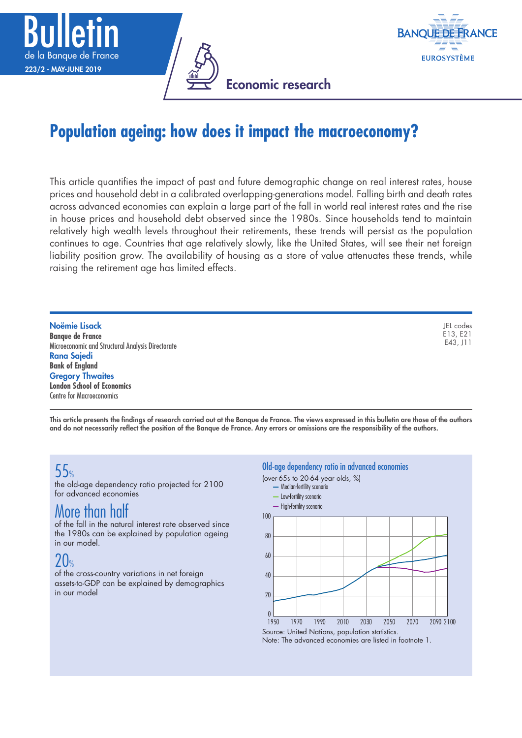# Population ageing: how does it impact the macroeconomy?

This article quantifies the impact of past and future demographic change on real interest rates, house prices and household debt in a calibrated overlapping-generations model. Falling birth and death rates across advanced economies can explain a large part of the fall in world real interest rates and the rise in house prices and household debt observed since the 1980s. Since households tend to maintain relatively high wealth levels throughout their retirements, these trends will persist as the population continues to age. Countries that age relatively slowly, like the United States, will see their net foreign liability position grow. The availability of housing as a store of value attenuates these trends, while raising the retirement age has limited effects.

**Noëmie Lisack**
**Banque de France**
Microeconomic and Structural Analysis Directorate

**Rana Sajedi**
**Bank of England**

**Gregory Thwaites**
**London School of Economics**
Centre for Macroeconomics

JEL codes
E13, E21
E43, J11

**This article presents the findings of research carried out at the Banque de France. The views expressed in this bulletin are those of the authors and do not necessarily reflect the position of the Banque de France. Any errors or omissions are the responsibility of the authors.**

## 55%
the old-age dependency ratio projected for 2100 for advanced economies

## More than half
of the fall in the natural interest rate observed since the 1980s can be explained by population ageing in our model.

## 20%
of the cross-country variations in net foreign assets-to-GDP can be explained by demographics in our model

### Old-age dependency ratio in advanced economies

(over-65s to 20-64 year olds, %)

- Median-fertility scenario
- Low-fertility scenario
- High-fertility scenario

Source: United Nations, population statistics.
Note: The advanced economies are listed in footnote 1.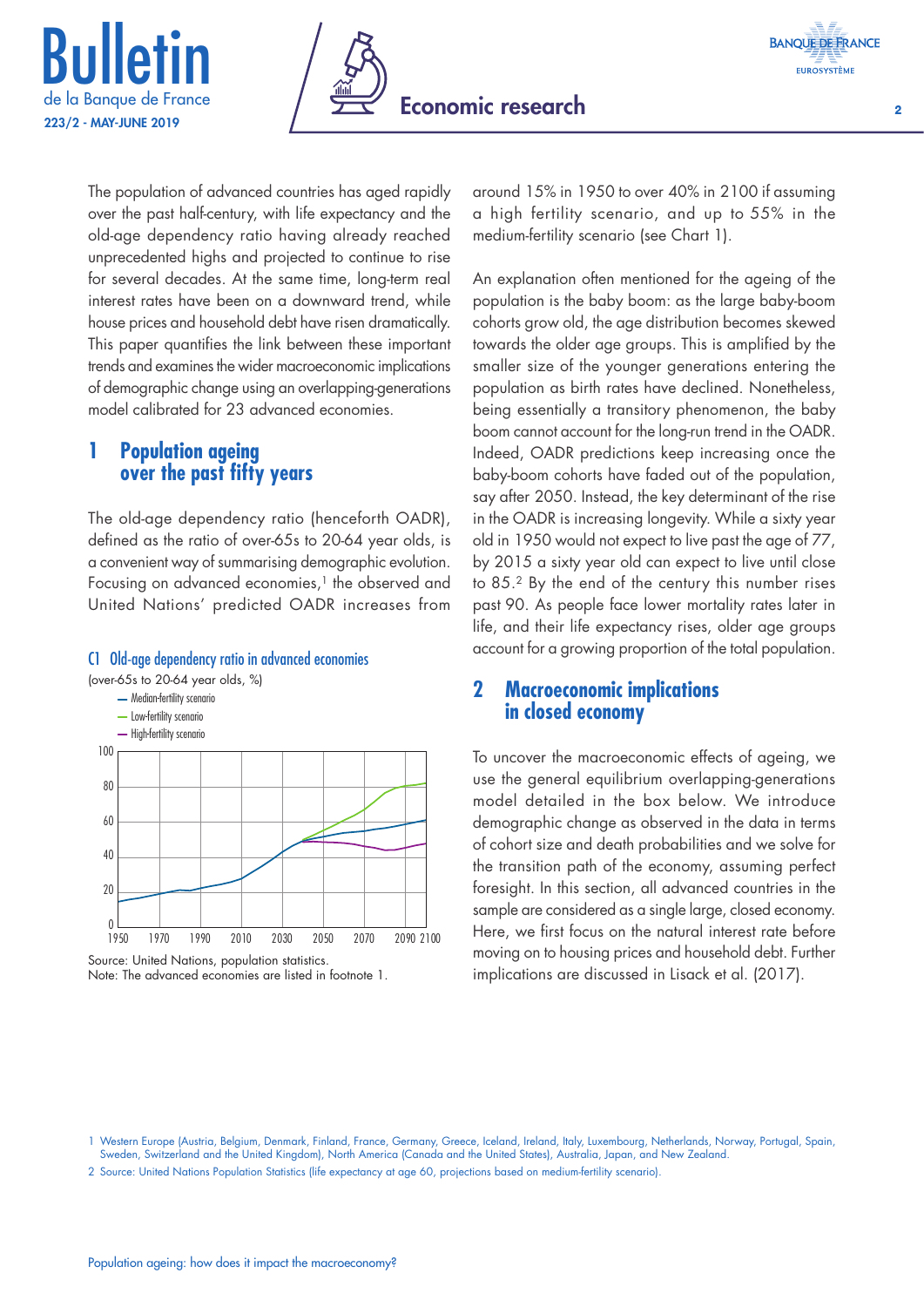The population of advanced countries has aged rapidly over the past half-century, with life expectancy and the old-age dependency ratio having already reached unprecedented highs and projected to continue to rise for several decades. At the same time, long-term real interest rates have been on a downward trend, while house prices and household debt have risen dramatically. This paper quantifies the link between these important trends and examines the wider macroeconomic implications of demographic change using an overlapping-generations model calibrated for 23 advanced economies.

## 1 Population ageing over the past fifty years

The old-age dependency ratio (henceforth OADR), defined as the ratio of over-65s to 20-64 year olds, is a convenient way of summarising demographic evolution. Focusing on advanced economies,[1] the observed and United Nations' predicted OADR increases from around 15% in 1950 to over 40% in 2100 if assuming a high fertility scenario, and up to 55% in the medium-fertility scenario (see Chart 1).

**C1 Old-age dependency ratio in advanced economies**

(over-65s to 20-64 year olds, %)

- Median-fertility scenario
- Low-fertility scenario
- High-fertility scenario

Source: United Nations, population statistics.
Note: The advanced economies are listed in footnote 1.

An explanation often mentioned for the ageing of the population is the baby boom: as the large baby-boom cohorts grow old, the age distribution becomes skewed towards the older age groups. This is amplified by the smaller size of the younger generations entering the population as birth rates have declined. Nonetheless, being essentially a transitory phenomenon, the baby boom cannot account for the long-run trend in the OADR. Indeed, OADR predictions keep increasing once the baby-boom cohorts have faded out of the population, say after 2050. Instead, the key determinant of the rise in the OADR is increasing longevity. While a sixty year old in 1950 would not expect to live past the age of 77, by 2015 a sixty year old can expect to live until close to 85.[2] By the end of the century this number rises past 90. As people face lower mortality rates later in life, and their life expectancy rises, older age groups account for a growing proportion of the total population.

## 2 Macroeconomic implications in closed economy

To uncover the macroeconomic effects of ageing, we use the general equilibrium overlapping-generations model detailed in the box below. We introduce demographic change as observed in the data in terms of cohort size and death probabilities and we solve for the transition path of the economy, assuming perfect foresight. In this section, all advanced countries in the sample are considered as a single large, closed economy. Here, we first focus on the natural interest rate before moving on to housing prices and household debt. Further implications are discussed in Lisack et al. (2017).

1 Western Europe (Austria, Belgium, Denmark, Finland, France, Germany, Greece, Iceland, Ireland, Italy, Luxembourg, Netherlands, Norway, Portugal, Spain, Sweden, Switzerland and the United Kingdom), North America (Canada and the United States), Australia, Japan, and New Zealand.

2 Source: United Nations Population Statistics (life expectancy at age 60, projections based on medium-fertility scenario).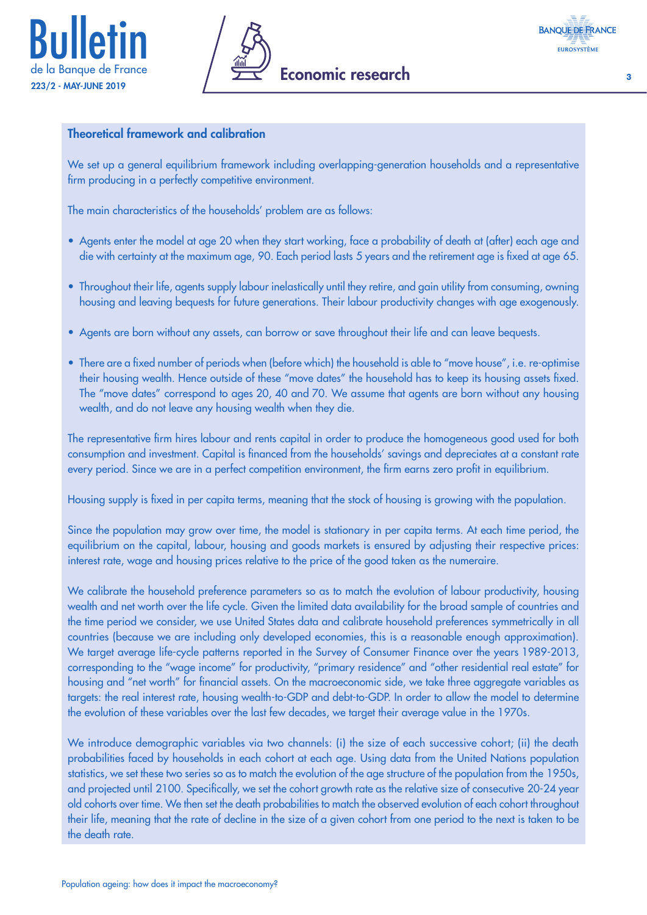### Theoretical framework and calibration

We set up a general equilibrium framework including overlapping-generation households and a representative firm producing in a perfectly competitive environment.

The main characteristics of the households' problem are as follows:

- Agents enter the model at age 20 when they start working, face a probability of death at (after) each age and die with certainty at the maximum age, 90. Each period lasts 5 years and the retirement age is fixed at age 65.
- Throughout their life, agents supply labour inelastically until they retire, and gain utility from consuming, owning housing and leaving bequests for future generations. Their labour productivity changes with age exogenously.
- Agents are born without any assets, can borrow or save throughout their life and can leave bequests.
- There are a fixed number of periods when (before which) the household is able to "move house", i.e. re-optimise their housing wealth. Hence outside of these "move dates" the household has to keep its housing assets fixed. The "move dates" correspond to ages 20, 40 and 70. We assume that agents are born without any housing wealth, and do not leave any housing wealth when they die.

The representative firm hires labour and rents capital in order to produce the homogeneous good used for both consumption and investment. Capital is financed from the households' savings and depreciates at a constant rate every period. Since we are in a perfect competition environment, the firm earns zero profit in equilibrium.

Housing supply is fixed in per capita terms, meaning that the stock of housing is growing with the population.

Since the population may grow over time, the model is stationary in per capita terms. At each time period, the equilibrium on the capital, labour, housing and goods markets is ensured by adjusting their respective prices: interest rate, wage and housing prices relative to the price of the good taken as the numeraire.

We calibrate the household preference parameters so as to match the evolution of labour productivity, housing wealth and net worth over the life cycle. Given the limited data availability for the broad sample of countries and the time period we consider, we use United States data and calibrate household preferences symmetrically in all countries (because we are including only developed economies, this is a reasonable enough approximation). We target average life-cycle patterns reported in the Survey of Consumer Finance over the years 1989-2013, corresponding to the "wage income" for productivity, "primary residence" and "other residential real estate" for housing and "net worth" for financial assets. On the macroeconomic side, we take three aggregate variables as targets: the real interest rate, housing wealth-to-GDP and debt-to-GDP. In order to allow the model to determine the evolution of these variables over the last few decades, we target their average value in the 1970s.

We introduce demographic variables via two channels: (i) the size of each successive cohort; (ii) the death probabilities faced by households in each cohort at each age. Using data from the United Nations population statistics, we set these two series so as to match the evolution of the age structure of the population from the 1950s, and projected until 2100. Specifically, we set the cohort growth rate as the relative size of consecutive 20-24 year old cohorts over time. We then set the death probabilities to match the observed evolution of each cohort throughout their life, meaning that the rate of decline in the size of a given cohort from one period to the next is taken to be the death rate.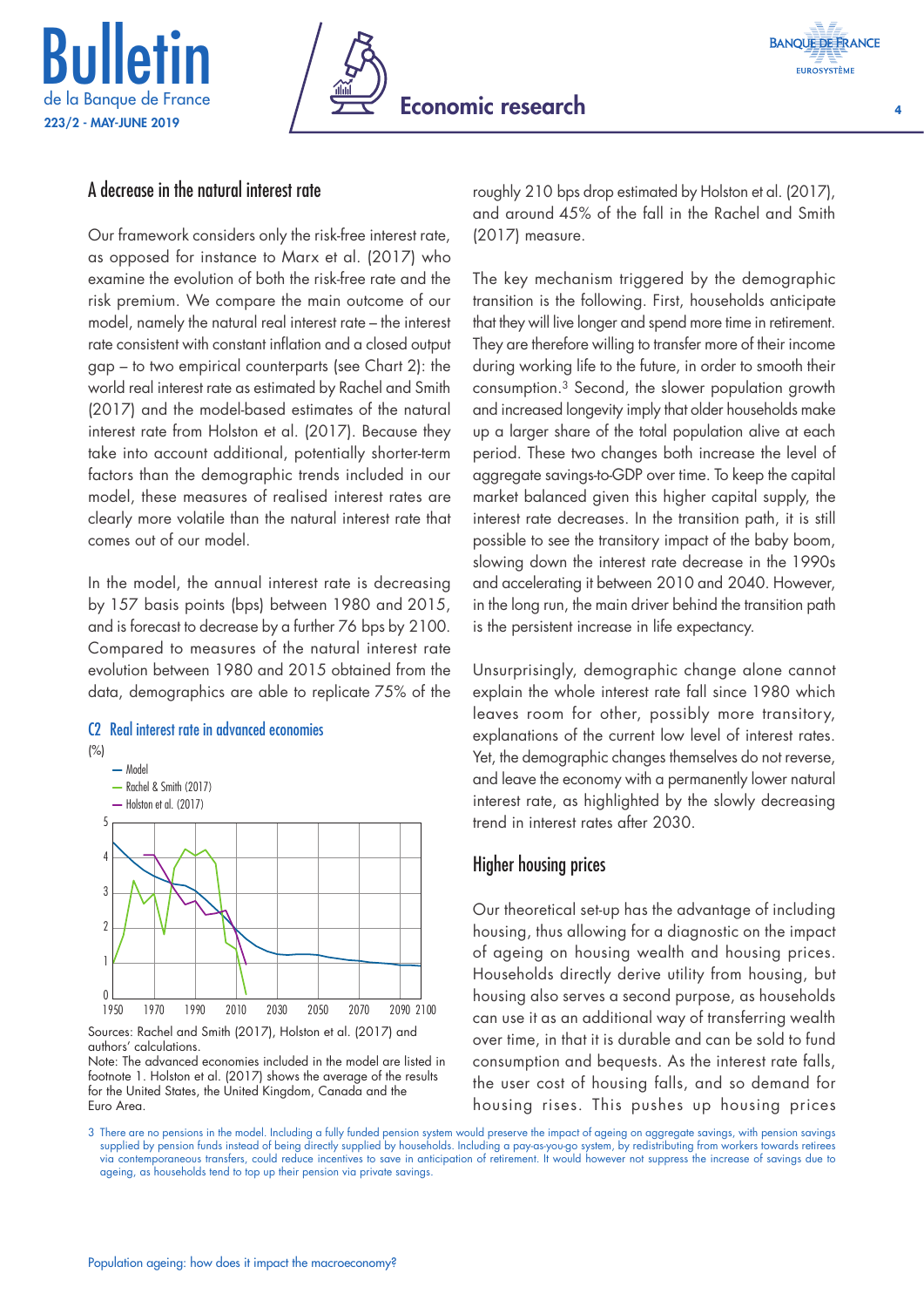## A decrease in the natural interest rate

Our framework considers only the risk-free interest rate, as opposed for instance to Marx et al. (2017) who examine the evolution of both the risk-free rate and the risk premium. We compare the main outcome of our model, namely the natural real interest rate – the interest rate consistent with constant inflation and a closed output gap – to two empirical counterparts (see Chart 2): the world real interest rate as estimated by Rachel and Smith (2017) and the model-based estimates of the natural interest rate from Holston et al. (2017). Because they take into account additional, potentially shorter-term factors than the demographic trends included in our model, these measures of realised interest rates are clearly more volatile than the natural interest rate that comes out of our model.

In the model, the annual interest rate is decreasing by 157 basis points (bps) between 1980 and 2015, and is forecast to decrease by a further 76 bps by 2100. Compared to measures of the natural interest rate evolution between 1980 and 2015 obtained from the data, demographics are able to replicate 75% of the roughly 210 bps drop estimated by Holston et al. (2017), and around 45% of the fall in the Rachel and Smith (2017) measure.

**C2 Real interest rate in advanced economies**

(%)

Sources: Rachel and Smith (2017), Holston et al. (2017) and authors' calculations.
Note: The advanced economies included in the model are listed in footnote 1. Holston et al. (2017) shows the average of the results for the United States, the United Kingdom, Canada and the Euro Area.

The key mechanism triggered by the demographic transition is the following. First, households anticipate that they will live longer and spend more time in retirement. They are therefore willing to transfer more of their income during working life to the future, in order to smooth their consumption.[3] Second, the slower population growth and increased longevity imply that older households make up a larger share of the total population alive at each period. These two changes both increase the level of aggregate savings-to-GDP over time. To keep the capital market balanced given this higher capital supply, the interest rate decreases. In the transition path, it is still possible to see the transitory impact of the baby boom, slowing down the interest rate decrease in the 1990s and accelerating it between 2010 and 2040. However, in the long run, the main driver behind the transition path is the persistent increase in life expectancy.

Unsurprisingly, demographic change alone cannot explain the whole interest rate fall since 1980 which leaves room for other, possibly more transitory, explanations of the current low level of interest rates. Yet, the demographic changes themselves do not reverse, and leave the economy with a permanently lower natural interest rate, as highlighted by the slowly decreasing trend in interest rates after 2030.

## Higher housing prices

Our theoretical set-up has the advantage of including housing, thus allowing for a diagnostic on the impact of ageing on housing wealth and housing prices. Households directly derive utility from housing, but housing also serves a second purpose, as households can use it as an additional way of transferring wealth over time, in that it is durable and can be sold to fund consumption and bequests. As the interest rate falls, the user cost of housing falls, and so demand for housing rises. This pushes up housing prices

3 There are no pensions in the model. Including a fully funded pension system would preserve the impact of ageing on aggregate savings, with pension savings supplied by pension funds instead of being directly supplied by households. Including a pay-as-you-go system, by redistributing from workers towards retirees via contemporaneous transfers, could reduce incentives to save in anticipation of retirement. It would however not suppress the increase of savings due to ageing, as households tend to top up their pension via private savings.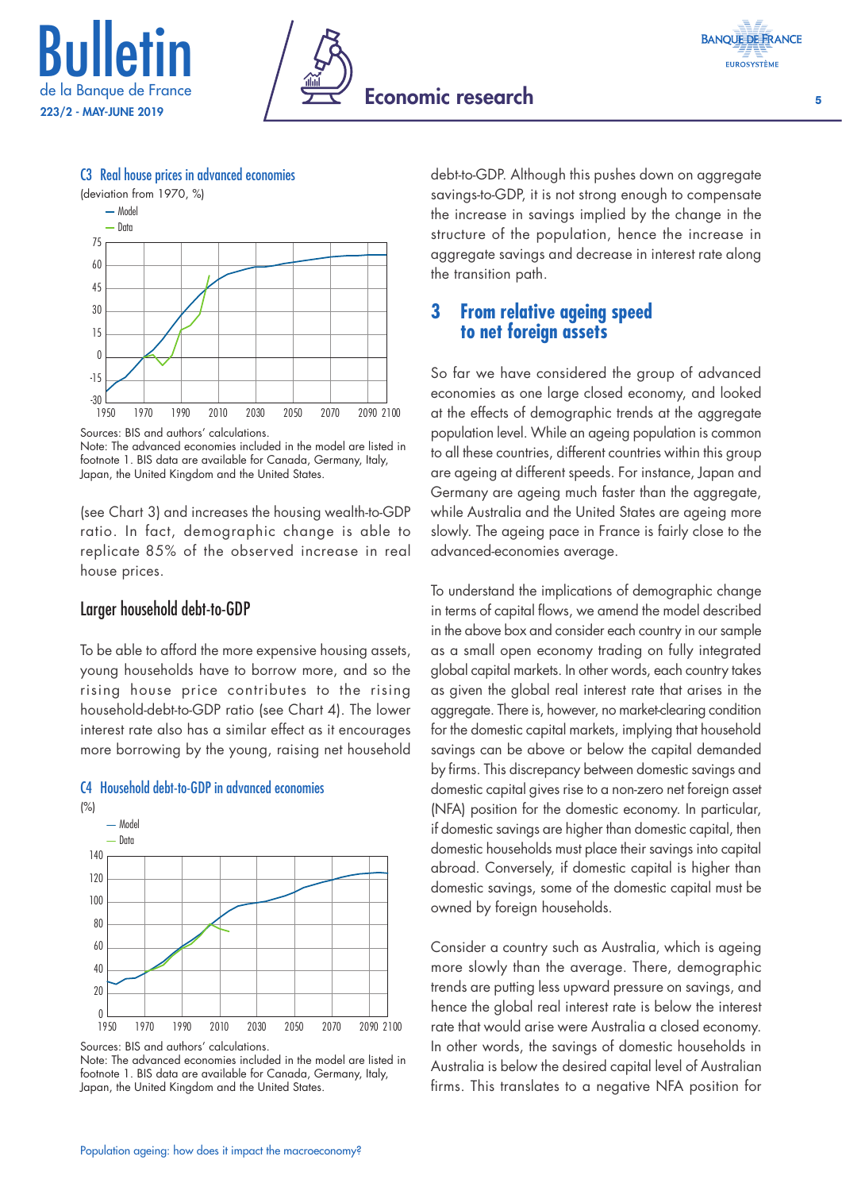**C3 Real house prices in advanced economies**

(deviation from 1970, %)

Sources: BIS and authors' calculations.
Note: The advanced economies included in the model are listed in footnote 1. BIS data are available for Canada, Germany, Italy, Japan, the United Kingdom and the United States.

(see Chart 3) and increases the housing wealth-to-GDP ratio. In fact, demographic change is able to replicate 85% of the observed increase in real house prices.

### Larger household debt-to-GDP

To be able to afford the more expensive housing assets, young households have to borrow more, and so the rising house price contributes to the rising household-debt-to-GDP ratio (see Chart 4). The lower interest rate also has a similar effect as it encourages more borrowing by the young, raising net household debt-to-GDP. Although this pushes down on aggregate savings-to-GDP, it is not strong enough to compensate the increase in savings implied by the change in the structure of the population, hence the increase in aggregate savings and decrease in interest rate along the transition path.

**C4 Household debt-to-GDP in advanced economies**

(%)

Sources: BIS and authors' calculations.
Note: The advanced economies included in the model are listed in footnote 1. BIS data are available for Canada, Germany, Italy, Japan, the United Kingdom and the United States.

## 3 From relative ageing speed to net foreign assets

So far we have considered the group of advanced economies as one large closed economy, and looked at the effects of demographic trends at the aggregate population level. While an ageing population is common to all these countries, different countries within this group are ageing at different speeds. For instance, Japan and Germany are ageing much faster than the aggregate, while Australia and the United States are ageing more slowly. The ageing pace in France is fairly close to the advanced-economies average.

To understand the implications of demographic change in terms of capital flows, we amend the model described in the above box and consider each country in our sample as a small open economy trading on fully integrated global capital markets. In other words, each country takes as given the global real interest rate that arises in the aggregate. There is, however, no market-clearing condition for the domestic capital markets, implying that household savings can be above or below the capital demanded by firms. This discrepancy between domestic savings and domestic capital gives rise to a non-zero net foreign asset (NFA) position for the domestic economy. In particular, if domestic savings are higher than domestic capital, then domestic households must place their savings into capital abroad. Conversely, if domestic capital is higher than domestic savings, some of the domestic capital must be owned by foreign households.

Consider a country such as Australia, which is ageing more slowly than the average. There, demographic trends are putting less upward pressure on savings, and hence the global real interest rate is below the interest rate that would arise were Australia a closed economy. In other words, the savings of domestic households in Australia is below the desired capital level of Australian firms. This translates to a negative NFA position for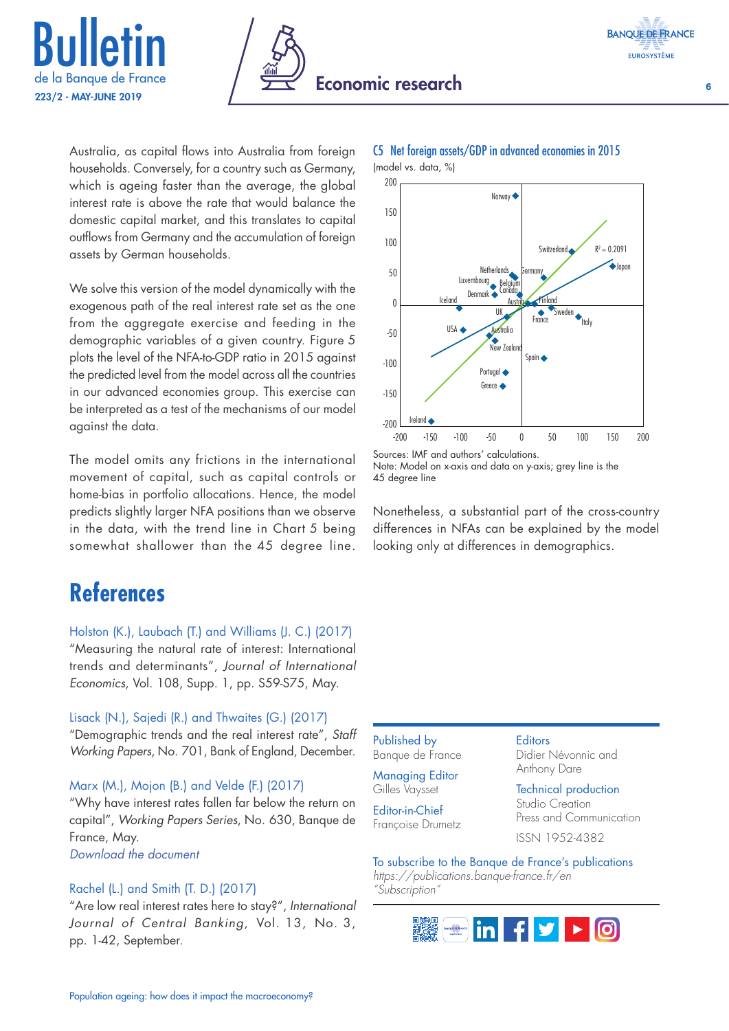Australia, as capital flows into Australia from foreign households. Conversely, for a country such as Germany, which is ageing faster than the average, the global interest rate is above the rate that would balance the domestic capital market, and this translates to capital outflows from Germany and the accumulation of foreign assets by German households.

We solve this version of the model dynamically with the exogenous path of the real interest rate set as the one from the aggregate exercise and feeding in the demographic variables of a given country. Figure 5 plots the level of the NFA-to-GDP ratio in 2015 against the predicted level from the model across all the countries in our advanced economies group. This exercise can be interpreted as a test of the mechanisms of our model against the data.

The model omits any frictions in the international movement of capital, such as capital controls or home-bias in portfolio allocations. Hence, the model predicts slightly larger NFA positions than we observe in the data, with the trend line in Chart 5 being somewhat shallower than the 45 degree line.

**C5 Net foreign assets/GDP in advanced economies in 2015**

(model vs. data, %)

200
150
100
50
0
-50
-100
-150
-200

-200 -150 -100 -50 0 50 100 150 200

Norway
Switzerland
$R^2 = 0.2091$
Japan
Netherlands
Germany
Luxembourg
Belgium
Canada
Denmark
Iceland
Austria
Finland
UK
Sweden
France
Italy
USA
Australia
New Zealand
Spain
Portugal
Greece
Ireland

Sources: IMF and authors' calculations.
Note: Model on x-axis and data on y-axis; grey line is the 45 degree line

Nonetheless, a substantial part of the cross-country differences in NFAs can be explained by the model looking only at differences in demographics.

# References

Holston (K.), Laubach (T.) and Williams (J. C.) (2017)
"Measuring the natural rate of interest: International trends and determinants", *Journal of International Economics*, Vol. 108, Supp. 1, pp. S59-S75, May.

Lisack (N.), Sajedi (R.) and Thwaites (G.) (2017)
"Demographic trends and the real interest rate", *Staff Working Papers*, No. 701, Bank of England, December.

Marx (M.), Mojon (B.) and Velde (F.) (2017)
"Why have interest rates fallen far below the return on capital", *Working Papers Series*, No. 630, Banque de France, May.
*Download the document*

Rachel (L.) and Smith (T. D.) (2017)
"Are low real interest rates here to stay?", *International Journal of Central Banking*, Vol. 13, No. 3, pp. 1-42, September.

Published by
Banque de France

Managing Editor
Gilles Vaysset

Editor-in-Chief
Françoise Drumetz

Editors
Didier Névonnic and Anthony Dare

Technical production
Studio Creation
Press and Communication

ISSN 1952-4382

To subscribe to the Banque de France's publications
*https://publications.banque-france.fr/en "Subscription"*